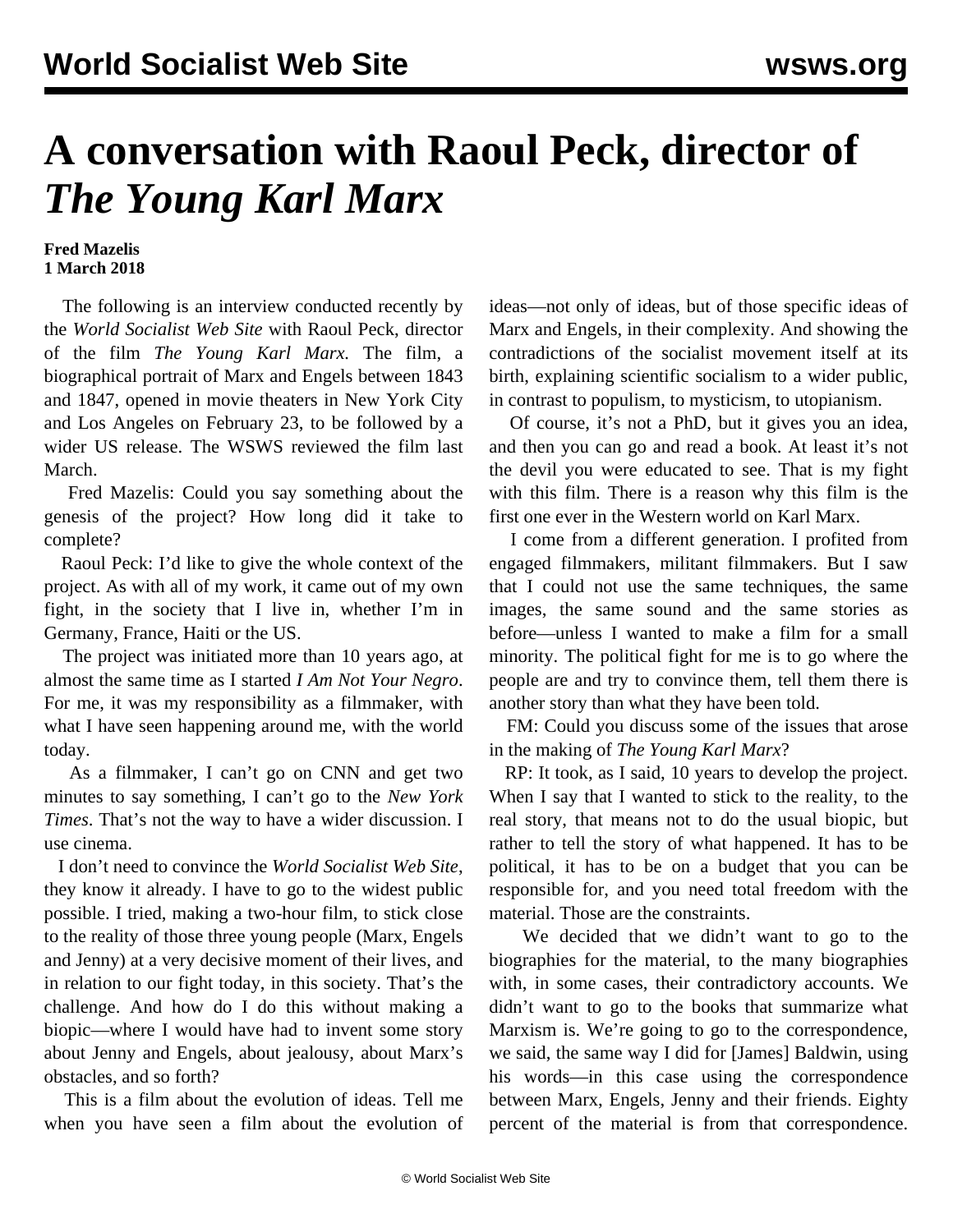# A conversation with Raoul Peck, director of *The Young Karl Marx*

**Fred Mazelis**
**1 March 2018**

The following is an interview conducted recently by the *World Socialist Web Site* with Raoul Peck, director of the film *The Young Karl Marx*. The film, a biographical portrait of Marx and Engels between 1843 and 1847, opened in movie theaters in New York City and Los Angeles on February 23, to be followed by a wider US release. The WSWS reviewed the film last March.

Fred Mazelis: Could you say something about the genesis of the project? How long did it take to complete?

Raoul Peck: I'd like to give the whole context of the project. As with all of my work, it came out of my own fight, in the society that I live in, whether I'm in Germany, France, Haiti or the US.

The project was initiated more than 10 years ago, at almost the same time as I started *I Am Not Your Negro*. For me, it was my responsibility as a filmmaker, with what I have seen happening around me, with the world today.

As a filmmaker, I can't go on CNN and get two minutes to say something, I can't go to the *New York Times*. That's not the way to have a wider discussion. I use cinema.

I don't need to convince the *World Socialist Web Site*, they know it already. I have to go to the widest public possible. I tried, making a two-hour film, to stick close to the reality of those three young people (Marx, Engels and Jenny) at a very decisive moment of their lives, and in relation to our fight today, in this society. That's the challenge. And how do I do this without making a biopic—where I would have had to invent some story about Jenny and Engels, about jealousy, about Marx's obstacles, and so forth?

This is a film about the evolution of ideas. Tell me when you have seen a film about the evolution of ideas—not only of ideas, but of those specific ideas of Marx and Engels, in their complexity. And showing the contradictions of the socialist movement itself at its birth, explaining scientific socialism to a wider public, in contrast to populism, to mysticism, to utopianism.

Of course, it's not a PhD, but it gives you an idea, and then you can go and read a book. At least it's not the devil you were educated to see. That is my fight with this film. There is a reason why this film is the first one ever in the Western world on Karl Marx.

I come from a different generation. I profited from engaged filmmakers, militant filmmakers. But I saw that I could not use the same techniques, the same images, the same sound and the same stories as before—unless I wanted to make a film for a small minority. The political fight for me is to go where the people are and try to convince them, tell them there is another story than what they have been told.

FM: Could you discuss some of the issues that arose in the making of *The Young Karl Marx*?

RP: It took, as I said, 10 years to develop the project. When I say that I wanted to stick to the reality, to the real story, that means not to do the usual biopic, but rather to tell the story of what happened. It has to be political, it has to be on a budget that you can be responsible for, and you need total freedom with the material. Those are the constraints.

We decided that we didn't want to go to the biographies for the material, to the many biographies with, in some cases, their contradictory accounts. We didn't want to go to the books that summarize what Marxism is. We're going to go to the correspondence, we said, the same way I did for [James] Baldwin, using his words—in this case using the correspondence between Marx, Engels, Jenny and their friends. Eighty percent of the material is from that correspondence.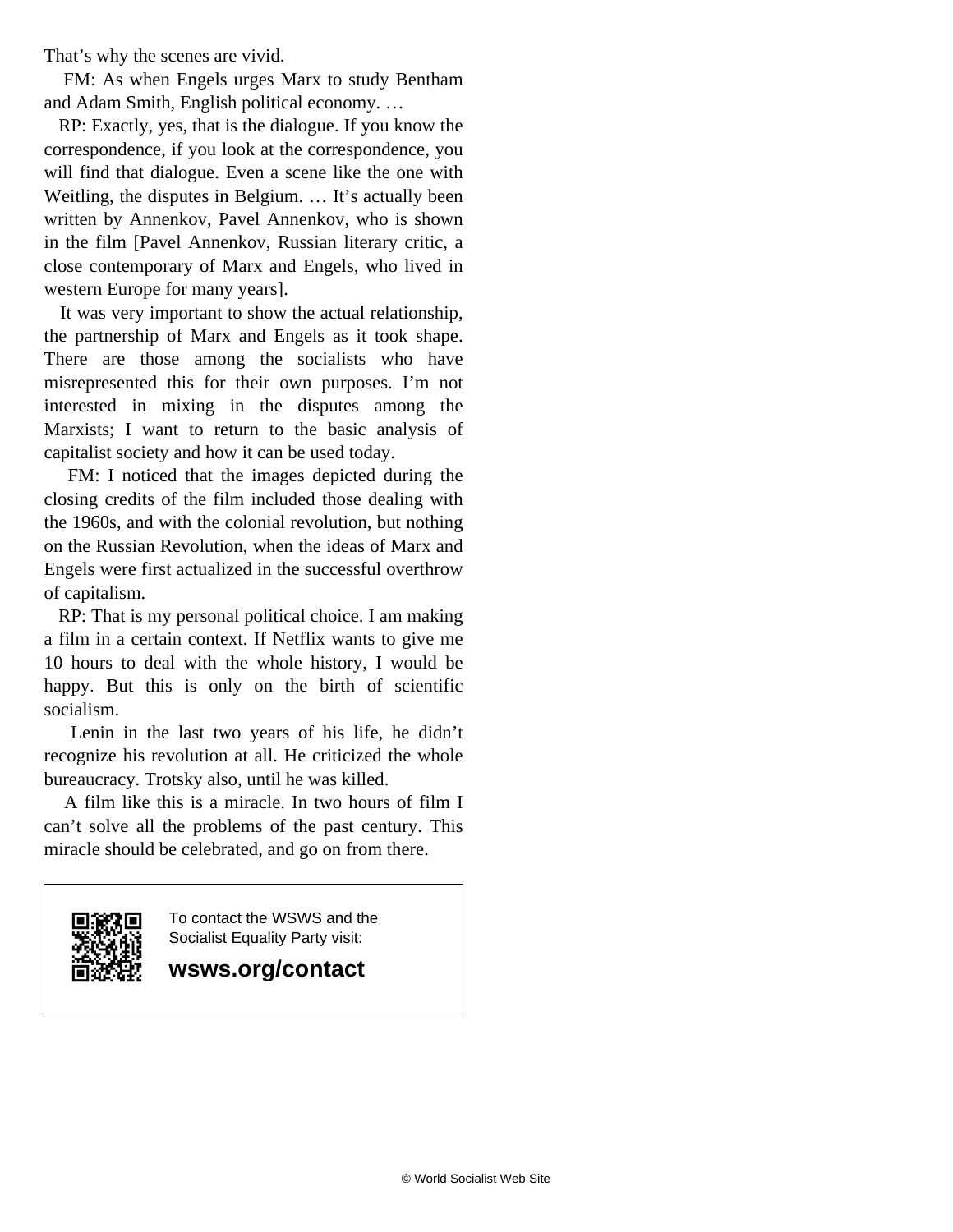That's why the scenes are vivid.

FM: As when Engels urges Marx to study Bentham and Adam Smith, English political economy. …

RP: Exactly, yes, that is the dialogue. If you know the correspondence, if you look at the correspondence, you will find that dialogue. Even a scene like the one with Weitling, the disputes in Belgium. … It's actually been written by Annenkov, Pavel Annenkov, who is shown in the film [Pavel Annenkov, Russian literary critic, a close contemporary of Marx and Engels, who lived in western Europe for many years].

It was very important to show the actual relationship, the partnership of Marx and Engels as it took shape. There are those among the socialists who have misrepresented this for their own purposes. I'm not interested in mixing in the disputes among the Marxists; I want to return to the basic analysis of capitalist society and how it can be used today.

FM: I noticed that the images depicted during the closing credits of the film included those dealing with the 1960s, and with the colonial revolution, but nothing on the Russian Revolution, when the ideas of Marx and Engels were first actualized in the successful overthrow of capitalism.

RP: That is my personal political choice. I am making a film in a certain context. If Netflix wants to give me 10 hours to deal with the whole history, I would be happy. But this is only on the birth of scientific socialism.

Lenin in the last two years of his life, he didn't recognize his revolution at all. He criticized the whole bureaucracy. Trotsky also, until he was killed.

A film like this is a miracle. In two hours of film I can't solve all the problems of the past century. This miracle should be celebrated, and go on from there.

To contact the WSWS and the Socialist Equality Party visit:

**wsws.org/contact**